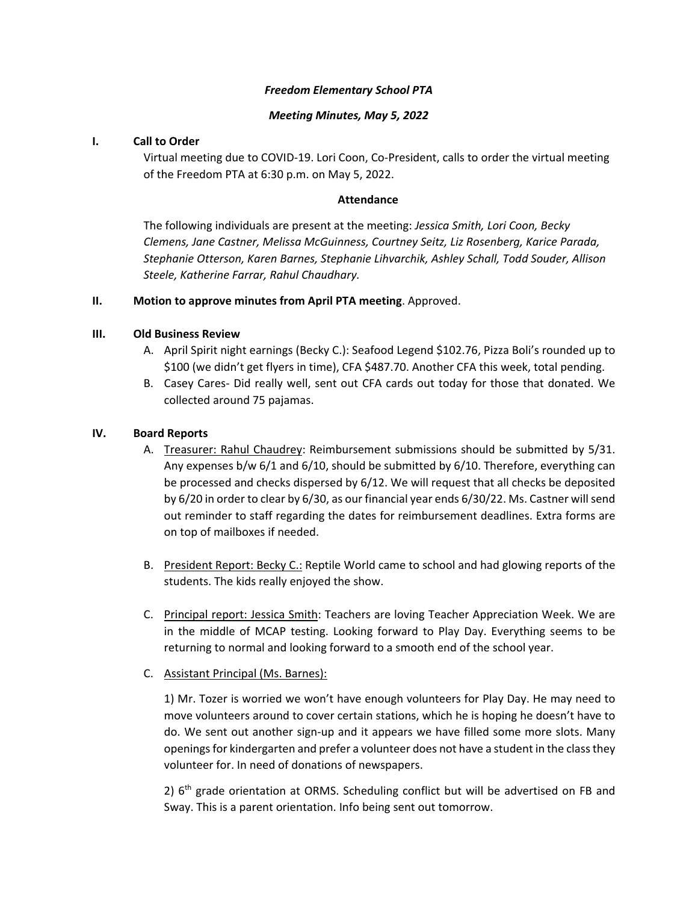***Freedom Elementary School PTA***

***Meeting Minutes, May 5, 2022***

**I. Call to Order**

Virtual meeting due to COVID-19. Lori Coon, Co-President, calls to order the virtual meeting of the Freedom PTA at 6:30 p.m. on May 5, 2022.

**Attendance**

The following individuals are present at the meeting: *Jessica Smith, Lori Coon, Becky Clemens, Jane Castner, Melissa McGuinness, Courtney Seitz, Liz Rosenberg, Karice Parada, Stephanie Otterson, Karen Barnes, Stephanie Lihvarchik, Ashley Schall, Todd Souder, Allison Steele, Katherine Farrar, Rahul Chaudhary.*

**II. Motion to approve minutes from April PTA meeting**. Approved.

**III. Old Business Review**

A. April Spirit night earnings (Becky C.): Seafood Legend $102.76, Pizza Boli's rounded up to $100 (we didn't get flyers in time), CFA $487.70. Another CFA this week, total pending.

B. Casey Cares- Did really well, sent out CFA cards out today for those that donated. We collected around 75 pajamas.

**IV. Board Reports**

A. <u>Treasurer: Rahul Chaudrey</u>: Reimbursement submissions should be submitted by 5/31. Any expenses b/w 6/1 and 6/10, should be submitted by 6/10. Therefore, everything can be processed and checks dispersed by 6/12. We will request that all checks be deposited by 6/20 in order to clear by 6/30, as our financial year ends 6/30/22. Ms. Castner will send out reminder to staff regarding the dates for reimbursement deadlines. Extra forms are on top of mailboxes if needed.

B. <u>President Report: Becky C.:</u> Reptile World came to school and had glowing reports of the students. The kids really enjoyed the show.

C. <u>Principal report: Jessica Smith</u>: Teachers are loving Teacher Appreciation Week. We are in the middle of MCAP testing. Looking forward to Play Day. Everything seems to be returning to normal and looking forward to a smooth end of the school year.

C. <u>Assistant Principal (Ms. Barnes):</u>

1) Mr. Tozer is worried we won't have enough volunteers for Play Day. He may need to move volunteers around to cover certain stations, which he is hoping he doesn't have to do. We sent out another sign-up and it appears we have filled some more slots. Many openings for kindergarten and prefer a volunteer does not have a student in the class they volunteer for. In need of donations of newspapers.

2) 6th grade orientation at ORMS. Scheduling conflict but will be advertised on FB and Sway. This is a parent orientation. Info being sent out tomorrow.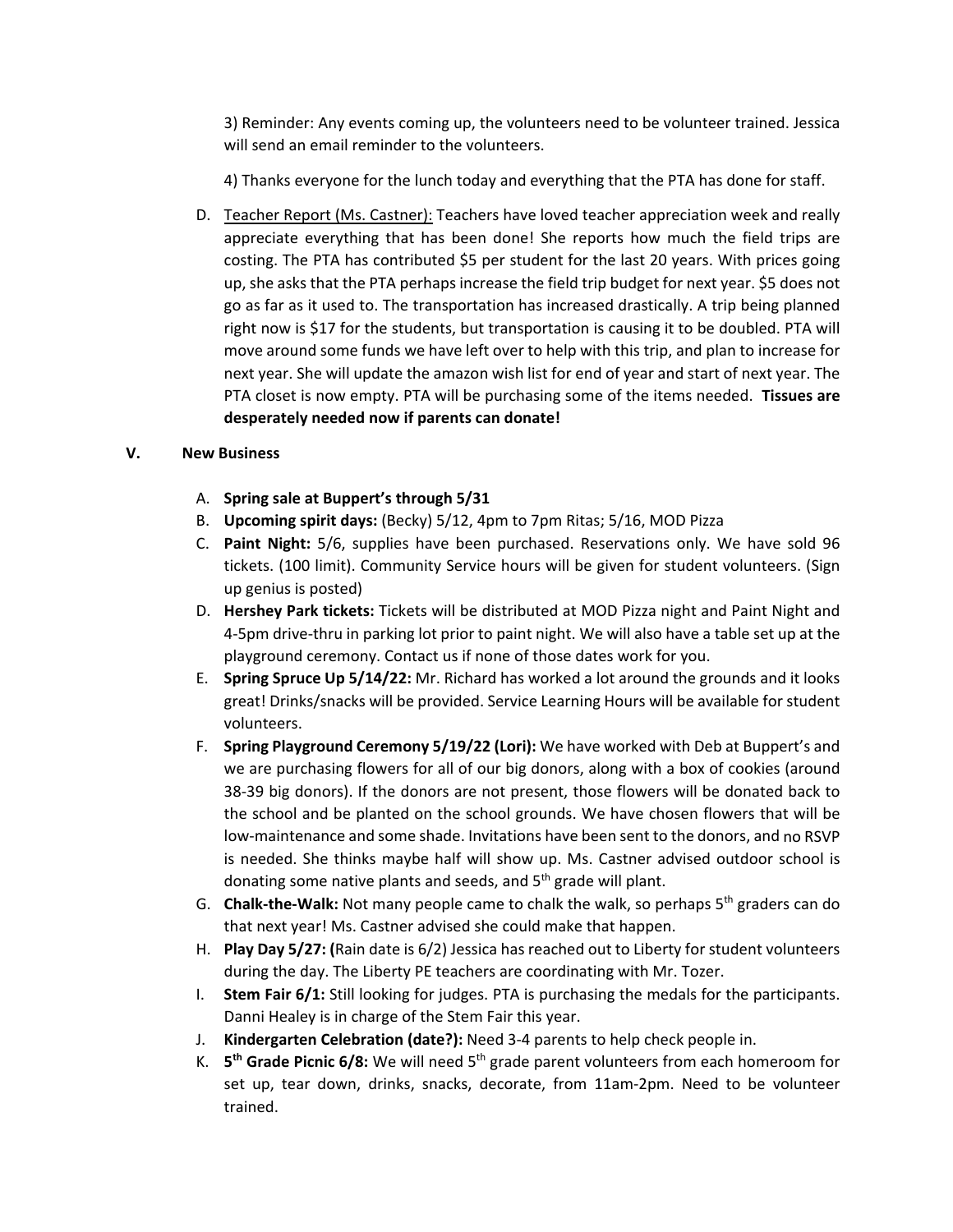3) Reminder: Any events coming up, the volunteers need to be volunteer trained. Jessica will send an email reminder to the volunteers.

4) Thanks everyone for the lunch today and everything that the PTA has done for staff.

D. <u>Teacher Report (Ms. Castner):</u> Teachers have loved teacher appreciation week and really appreciate everything that has been done! She reports how much the field trips are costing. The PTA has contributed $5 per student for the last 20 years. With prices going up, she asks that the PTA perhaps increase the field trip budget for next year. $5 does not go as far as it used to. The transportation has increased drastically. A trip being planned right now is $17 for the students, but transportation is causing it to be doubled. PTA will move around some funds we have left over to help with this trip, and plan to increase for next year. She will update the amazon wish list for end of year and start of next year. The PTA closet is now empty. PTA will be purchasing some of the items needed. **Tissues are desperately needed now if parents can donate!**

## V. New Business

A. **Spring sale at Buppert's through 5/31**

B. **Upcoming spirit days:** (Becky) 5/12, 4pm to 7pm Ritas; 5/16, MOD Pizza

C. **Paint Night:** 5/6, supplies have been purchased. Reservations only. We have sold 96 tickets. (100 limit). Community Service hours will be given for student volunteers. (Sign up genius is posted)

D. **Hershey Park tickets:** Tickets will be distributed at MOD Pizza night and Paint Night and 4-5pm drive-thru in parking lot prior to paint night. We will also have a table set up at the playground ceremony. Contact us if none of those dates work for you.

E. **Spring Spruce Up 5/14/22:** Mr. Richard has worked a lot around the grounds and it looks great! Drinks/snacks will be provided. Service Learning Hours will be available for student volunteers.

F. **Spring Playground Ceremony 5/19/22 (Lori):** We have worked with Deb at Buppert's and we are purchasing flowers for all of our big donors, along with a box of cookies (around 38-39 big donors). If the donors are not present, those flowers will be donated back to the school and be planted on the school grounds. We have chosen flowers that will be low-maintenance and some shade. Invitations have been sent to the donors, and no RSVP is needed. She thinks maybe half will show up. Ms. Castner advised outdoor school is donating some native plants and seeds, and 5th grade will plant.

G. **Chalk-the-Walk:** Not many people came to chalk the walk, so perhaps 5th graders can do that next year! Ms. Castner advised she could make that happen.

H. **Play Day 5/27: (**Rain date is 6/2) Jessica has reached out to Liberty for student volunteers during the day. The Liberty PE teachers are coordinating with Mr. Tozer.

I. **Stem Fair 6/1:** Still looking for judges. PTA is purchasing the medals for the participants. Danni Healey is in charge of the Stem Fair this year.

J. **Kindergarten Celebration (date?):** Need 3-4 parents to help check people in.

K. **5th Grade Picnic 6/8:** We will need 5th grade parent volunteers from each homeroom for set up, tear down, drinks, snacks, decorate, from 11am-2pm. Need to be volunteer trained.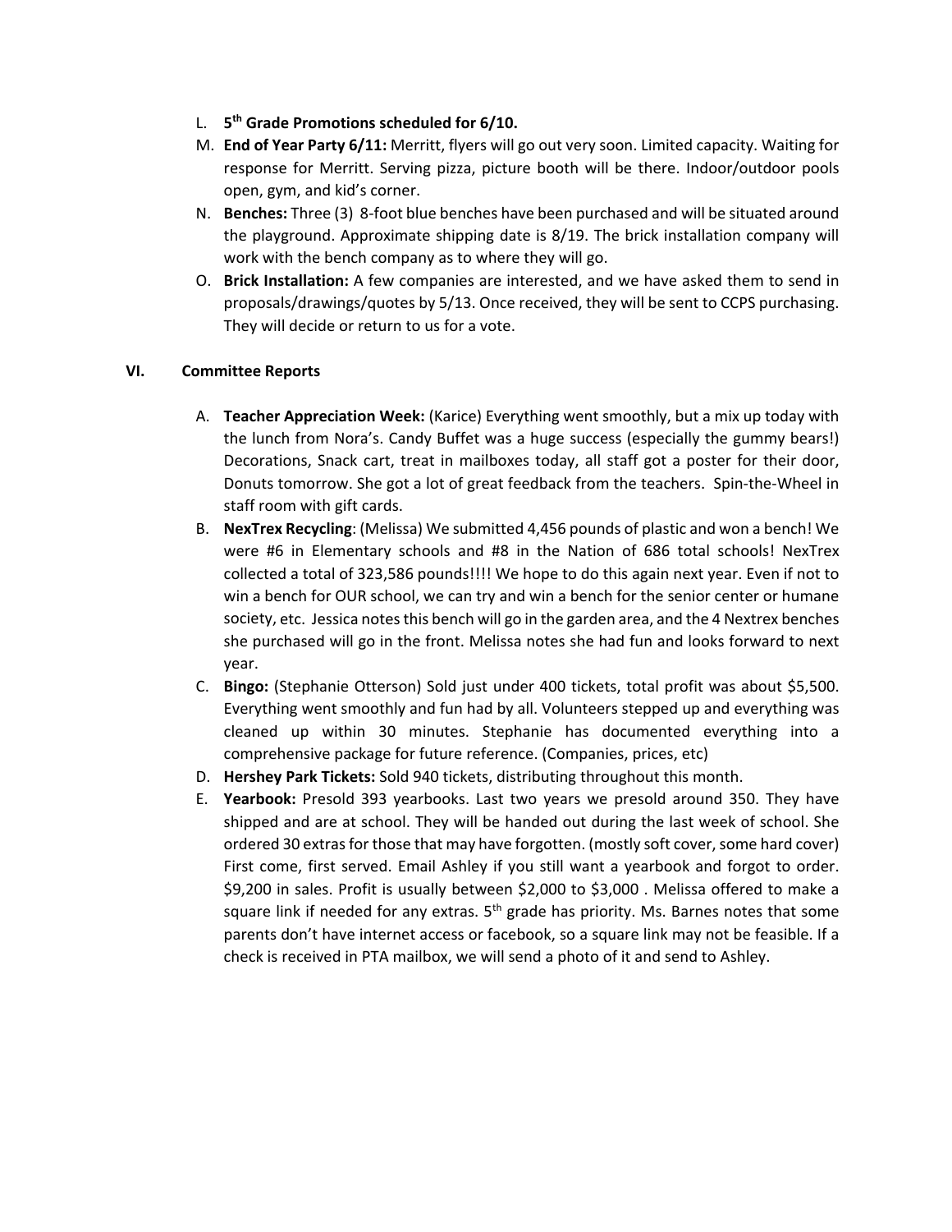L. **5th Grade Promotions scheduled for 6/10.**

M. **End of Year Party 6/11:** Merritt, flyers will go out very soon. Limited capacity. Waiting for response for Merritt. Serving pizza, picture booth will be there. Indoor/outdoor pools open, gym, and kid's corner.

N. **Benches:** Three (3) 8-foot blue benches have been purchased and will be situated around the playground. Approximate shipping date is 8/19. The brick installation company will work with the bench company as to where they will go.

O. **Brick Installation:** A few companies are interested, and we have asked them to send in proposals/drawings/quotes by 5/13. Once received, they will be sent to CCPS purchasing. They will decide or return to us for a vote.

## VI. Committee Reports

A. **Teacher Appreciation Week:** (Karice) Everything went smoothly, but a mix up today with the lunch from Nora's. Candy Buffet was a huge success (especially the gummy bears!) Decorations, Snack cart, treat in mailboxes today, all staff got a poster for their door, Donuts tomorrow. She got a lot of great feedback from the teachers. Spin-the-Wheel in staff room with gift cards.

B. **NexTrex Recycling**: (Melissa) We submitted 4,456 pounds of plastic and won a bench! We were #6 in Elementary schools and #8 in the Nation of 686 total schools! NexTrex collected a total of 323,586 pounds!!!! We hope to do this again next year. Even if not to win a bench for OUR school, we can try and win a bench for the senior center or humane society, etc. Jessica notes this bench will go in the garden area, and the 4 Nextrex benches she purchased will go in the front. Melissa notes she had fun and looks forward to next year.

C. **Bingo:** (Stephanie Otterson) Sold just under 400 tickets, total profit was about $5,500. Everything went smoothly and fun had by all. Volunteers stepped up and everything was cleaned up within 30 minutes. Stephanie has documented everything into a comprehensive package for future reference. (Companies, prices, etc)

D. **Hershey Park Tickets:** Sold 940 tickets, distributing throughout this month.

E. **Yearbook:** Presold 393 yearbooks. Last two years we presold around 350. They have shipped and are at school. They will be handed out during the last week of school. She ordered 30 extras for those that may have forgotten. (mostly soft cover, some hard cover) First come, first served. Email Ashley if you still want a yearbook and forgot to order. $9,200 in sales. Profit is usually between $2,000 to $3,000 . Melissa offered to make a square link if needed for any extras. 5th grade has priority. Ms. Barnes notes that some parents don't have internet access or facebook, so a square link may not be feasible. If a check is received in PTA mailbox, we will send a photo of it and send to Ashley.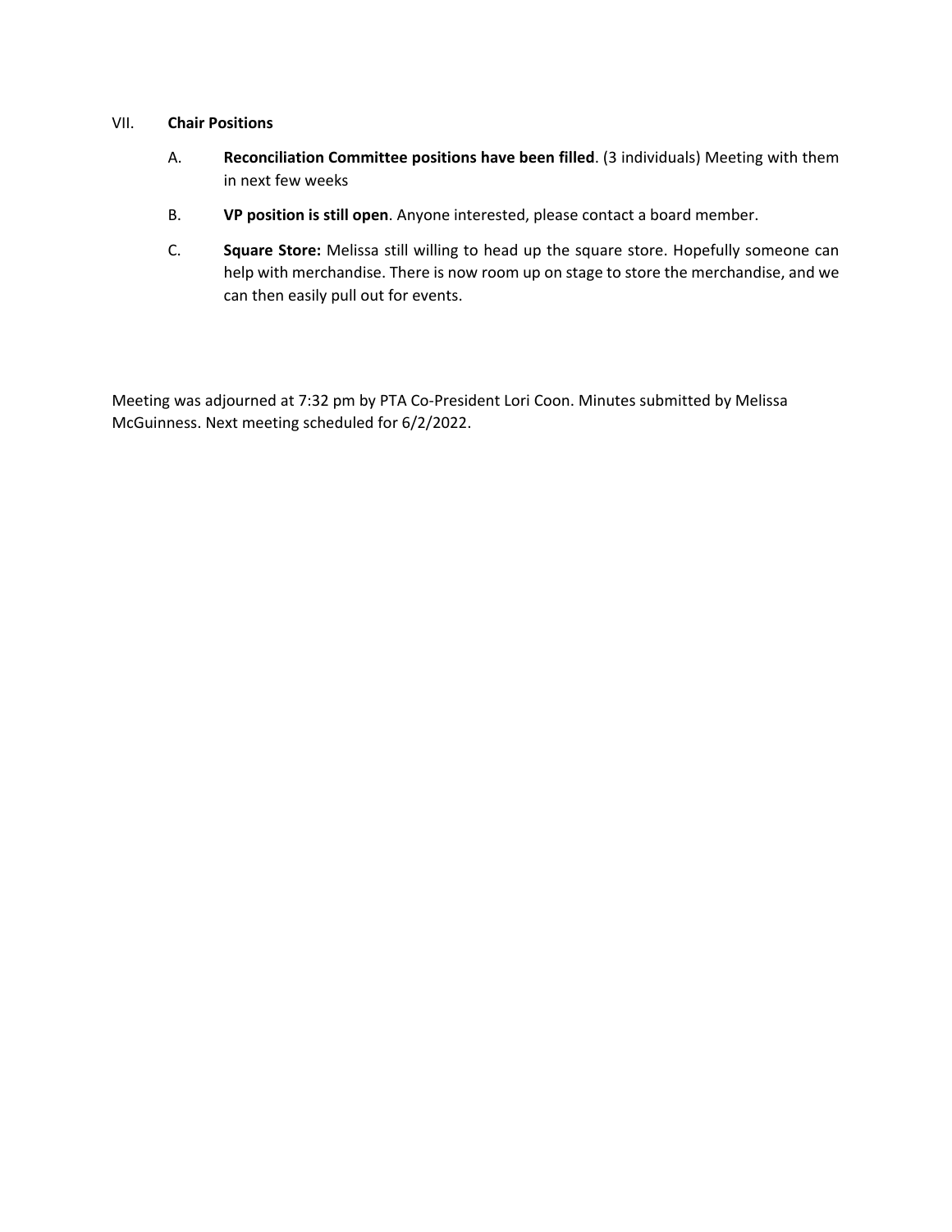VII. **Chair Positions**

A. **Reconciliation Committee positions have been filled**. (3 individuals) Meeting with them in next few weeks

B. **VP position is still open**. Anyone interested, please contact a board member.

C. **Square Store:** Melissa still willing to head up the square store. Hopefully someone can help with merchandise. There is now room up on stage to store the merchandise, and we can then easily pull out for events.

Meeting was adjourned at 7:32 pm by PTA Co-President Lori Coon. Minutes submitted by Melissa McGuinness. Next meeting scheduled for 6/2/2022.